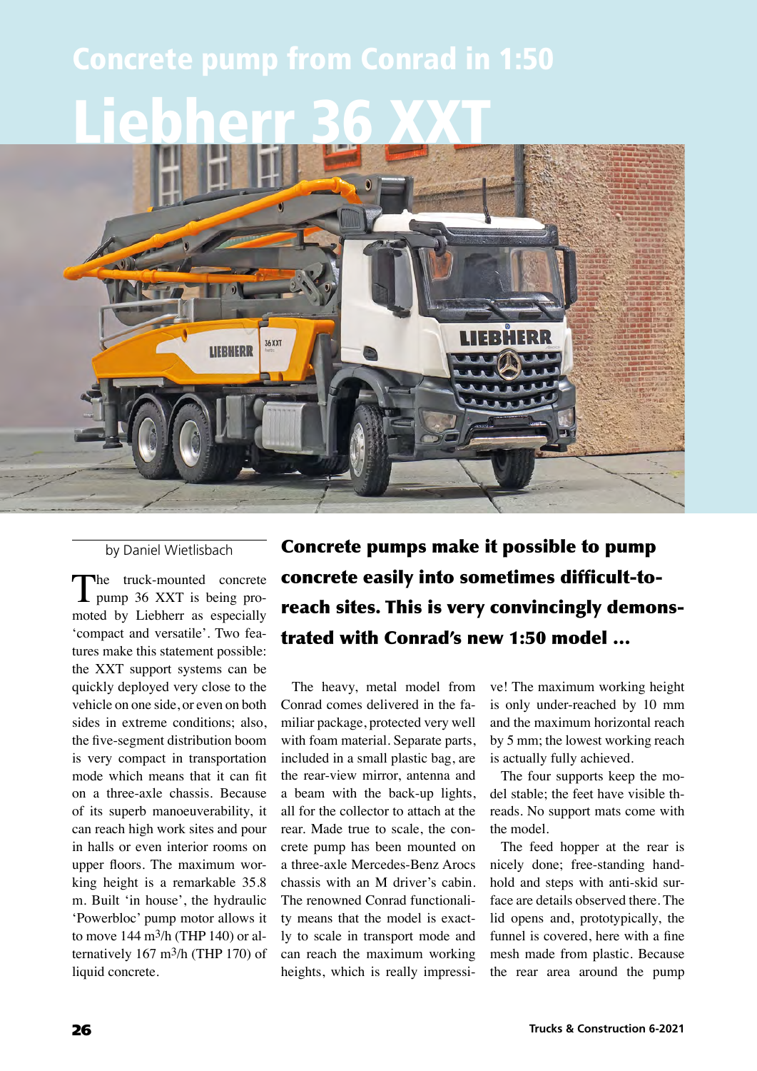## Concrete pump from Conrad in 1:50

# Liebherr 36 XXT

by Daniel Wietlisbach

**Concrete pumps make it possible to pump concrete easily into sometimes difficult-to-reach sites. This is very convincingly demonstrated with Conrad's new 1:50 model ...**

The truck-mounted concrete pump 36 XXT is being promoted by Liebherr as especially 'compact and versatile'. Two features make this statement possible: the XXT support systems can be quickly deployed very close to the vehicle on one side, or even on both sides in extreme conditions; also, the five-segment distribution boom is very compact in transportation mode which means that it can fit on a three-axle chassis. Because of its superb manoeuverability, it can reach high work sites and pour in halls or even interior rooms on upper floors. The maximum working height is a remarkable 35.8 m. Built 'in house', the hydraulic 'Powerbloc' pump motor allows it to move 144 $m^3$/h (THP 140) or alternatively 167 $m^3$/h (THP 170) of liquid concrete.

The heavy, metal model from Conrad comes delivered in the familiar package, protected very well with foam material. Separate parts, included in a small plastic bag, are the rear-view mirror, antenna and a beam with the back-up lights, all for the collector to attach at the rear. Made true to scale, the concrete pump has been mounted on a three-axle Mercedes-Benz Arocs chassis with an M driver's cabin. The renowned Conrad functionality means that the model is exactly to scale in transport mode and can reach the maximum working heights, which is really impressive! The maximum working height is only under-reached by 10 mm and the maximum horizontal reach by 5 mm; the lowest working reach is actually fully achieved.

The four supports keep the model stable; the feet have visible threads. No support mats come with the model.

The feed hopper at the rear is nicely done; free-standing handhold and steps with anti-skid surface are details observed there. The lid opens and, prototypically, the funnel is covered, here with a fine mesh made from plastic. Because the rear area around the pump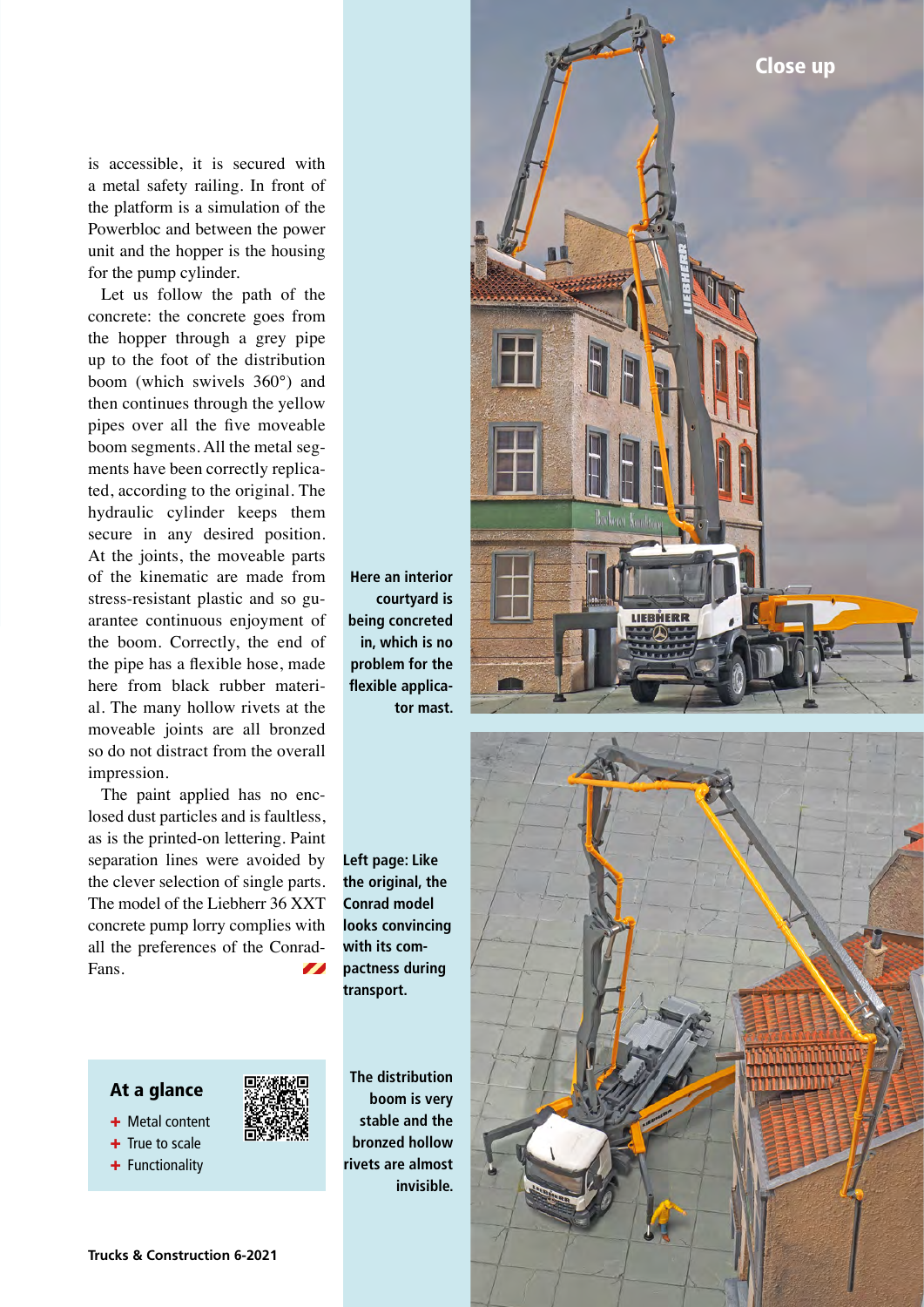is accessible, it is secured with a metal safety railing. In front of the platform is a simulation of the Powerbloc and between the power unit and the hopper is the housing for the pump cylinder.

Let us follow the path of the concrete: the concrete goes from the hopper through a grey pipe up to the foot of the distribution boom (which swivels 360°) and then continues through the yellow pipes over all the five moveable boom segments. All the metal segments have been correctly replicated, according to the original. The hydraulic cylinder keeps them secure in any desired position. At the joints, the moveable parts of the kinematic are made from stress-resistant plastic and so guarantee continuous enjoyment of the boom. Correctly, the end of the pipe has a flexible hose, made here from black rubber material. The many hollow rivets at the moveable joints are all bronzed so do not distract from the overall impression.

The paint applied has no enclosed dust particles and is faultless, as is the printed-on lettering. Paint separation lines were avoided by the clever selection of single parts. The model of the Liebherr 36 XXT concrete pump lorry complies with all the preferences of the Conrad-Fans.

**Here an interior courtyard is being concreted in, which is no problem for the flexible applicator mast.**

**Left page: Like the original, the Conrad model looks convincing with its compactness during transport.**

**The distribution boom is very stable and the bronzed hollow rivets are almost invisible.**

### At a glance

- Metal content
- True to scale
- Functionality